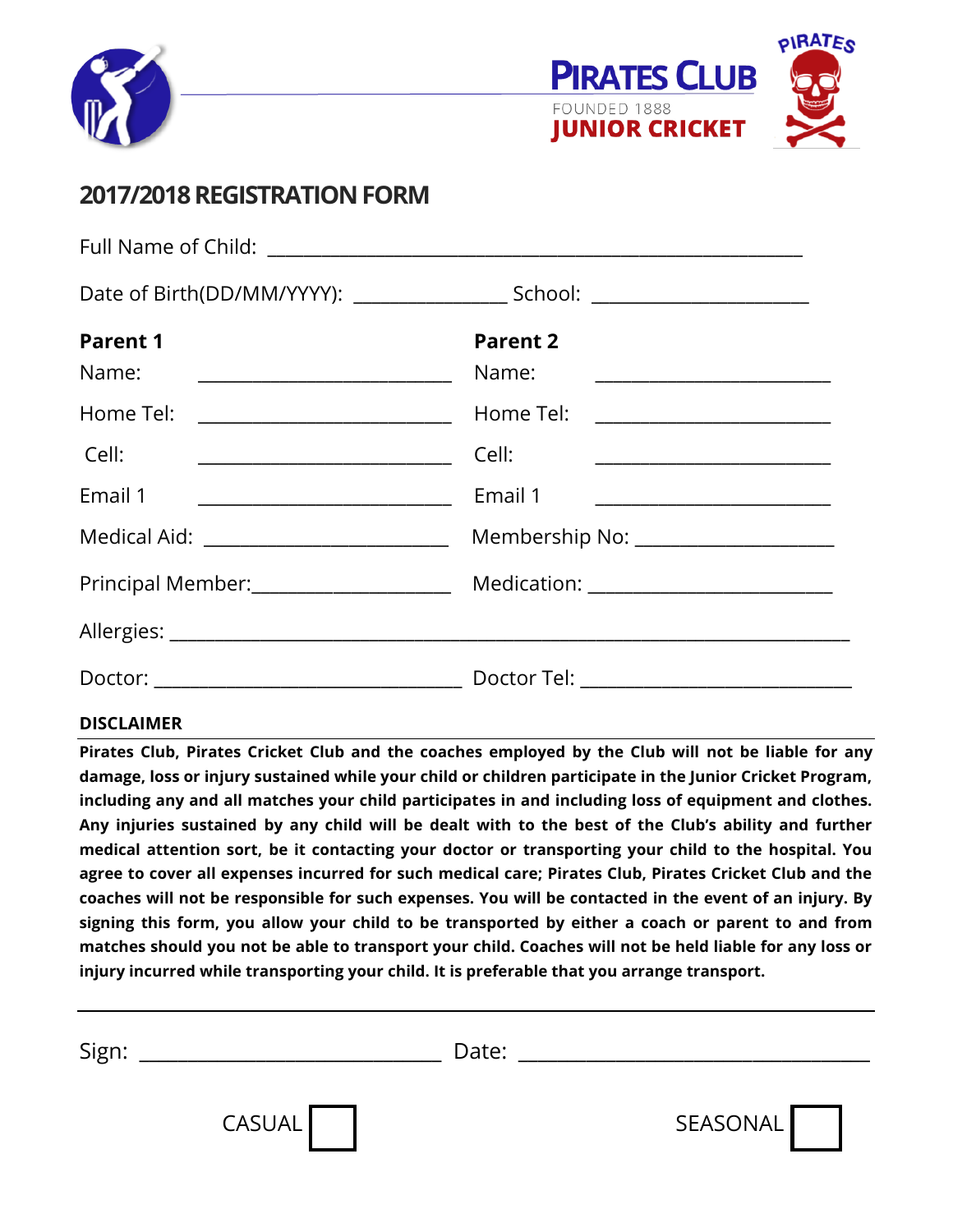**PIRATES CLUB**
FOUNDED 1888
**JUNIOR CRICKET**

PIRATES

## 2017/2018 REGISTRATION FORM

Full Name of Child: ___________________________________________________________

Date of Birth(DD/MM/YYYY): _______________ School: ______________________

| **Parent 1** | | **Parent 2** | |
|---|---|---|---|
| Name: | ________________________ | Name: | ________________________ |
| Home Tel: | ________________________ | Home Tel: | ________________________ |
| Cell: | ________________________ | Cell: | ________________________ |
| Email 1 | ________________________ | Email 1 | ________________________ |

Medical Aid: ________________________ Membership No: ____________________

Principal Member:____________________ Medication: ________________________

Allergies: ______________________________________________________________________

Doctor: ________________________________ Doctor Tel: ____________________________

**DISCLAIMER**

**Pirates Club, Pirates Cricket Club and the coaches employed by the Club will not be liable for any damage, loss or injury sustained while your child or children participate in the Junior Cricket Program, including any and all matches your child participates in and including loss of equipment and clothes. Any injuries sustained by any child will be dealt with to the best of the Club's ability and further medical attention sort, be it contacting your doctor or transporting your child to the hospital. You agree to cover all expenses incurred for such medical care; Pirates Club, Pirates Cricket Club and the coaches will not be responsible for such expenses. You will be contacted in the event of an injury. By signing this form, you allow your child to be transported by either a coach or parent to and from matches should you not be able to transport your child. Coaches will not be held liable for any loss or injury incurred while transporting your child. It is preferable that you arrange transport.**

Sign: ______________________________ Date: ___________________________________

CASUAL ☐ SEASONAL ☐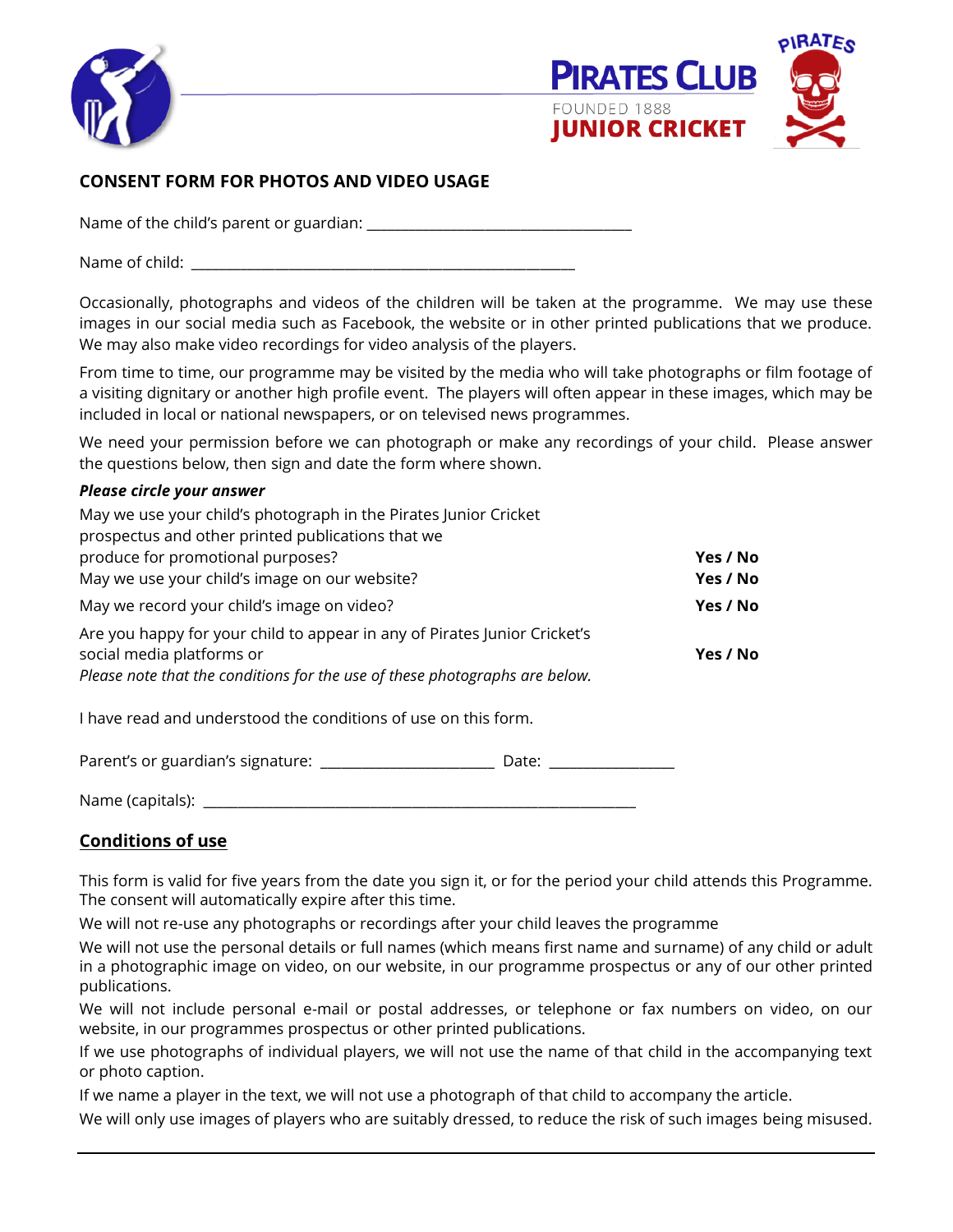PIRATES CLUB
FOUNDED 1888
JUNIOR CRICKET

PIRATES

## CONSENT FORM FOR PHOTOS AND VIDEO USAGE

Name of the child's parent or guardian: ___________________________________

Name of child: ___________________________________________________

Occasionally, photographs and videos of the children will be taken at the programme. We may use these images in our social media such as Facebook, the website or in other printed publications that we produce. We may also make video recordings for video analysis of the players.

From time to time, our programme may be visited by the media who will take photographs or film footage of a visiting dignitary or another high profile event. The players will often appear in these images, which may be included in local or national newspapers, or on televised news programmes.

We need your permission before we can photograph or make any recordings of your child. Please answer the questions below, then sign and date the form where shown.

***Please circle your answer***

| | |
|---|---|
| May we use your child's photograph in the Pirates Junior Cricket prospectus and other printed publications that we produce for promotional purposes? | **Yes / No** |
| May we use your child's image on our website? | **Yes / No** |
| May we record your child's image on video? | **Yes / No** |
| Are you happy for your child to appear in any of Pirates Junior Cricket's social media platforms or<br>*Please note that the conditions for the use of these photographs are below.* | **Yes / No** |

I have read and understood the conditions of use on this form.

Parent's or guardian's signature: ______________________ Date: ________________

Name (capitals): _______________________________________________________

## Conditions of use

This form is valid for five years from the date you sign it, or for the period your child attends this Programme. The consent will automatically expire after this time.

We will not re-use any photographs or recordings after your child leaves the programme

We will not use the personal details or full names (which means first name and surname) of any child or adult in a photographic image on video, on our website, in our programme prospectus or any of our other printed publications.

We will not include personal e-mail or postal addresses, or telephone or fax numbers on video, on our website, in our programmes prospectus or other printed publications.

If we use photographs of individual players, we will not use the name of that child in the accompanying text or photo caption.

If we name a player in the text, we will not use a photograph of that child to accompany the article.

We will only use images of players who are suitably dressed, to reduce the risk of such images being misused.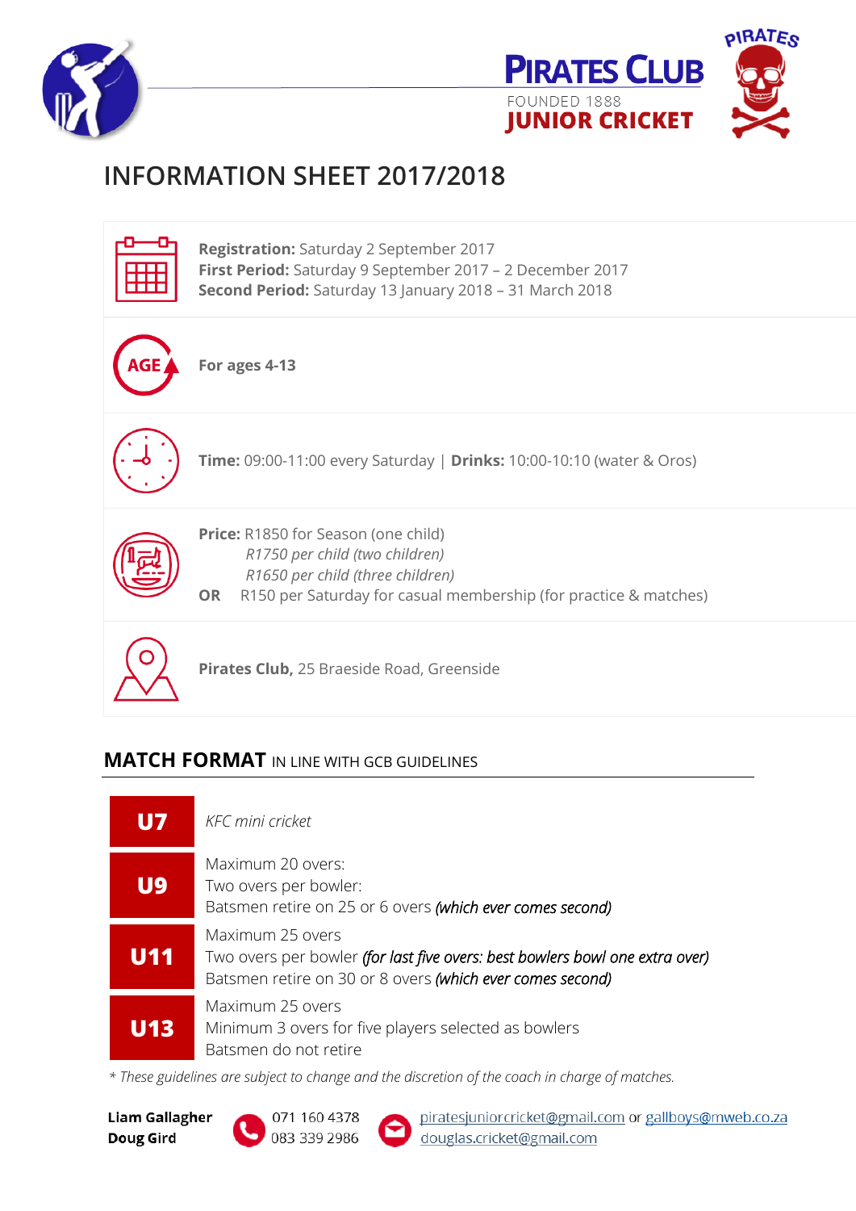**PIRATES CLUB**
FOUNDED 1888
**JUNIOR CRICKET**

PIRATES

# INFORMATION SHEET 2017/2018

**Registration:** Saturday 2 September 2017
**First Period:** Saturday 9 September 2017 – 2 December 2017
**Second Period:** Saturday 13 January 2018 – 31 March 2018

AGE

**For ages 4-13**

**Time:** 09:00-11:00 every Saturday | **Drinks:** 10:00-10:10 (water & Oros)

**Price:** R1850 for Season (one child)
*R1750 per child (two children)*
*R1650 per child (three children)*
**OR** R150 per Saturday for casual membership (for practice & matches)

**Pirates Club,** 25 Braeside Road, Greenside

## MATCH FORMAT IN LINE WITH GCB GUIDELINES

| | |
|---|---|
| **U7** | *KFC mini cricket* |
| **U9** | Maximum 20 overs:<br>Two overs per bowler:<br>Batsmen retire on 25 or 6 overs ***(which ever comes second)*** |
| **U11** | Maximum 25 overs<br>Two overs per bowler ***(for last five overs: best bowlers bowl one extra over)***<br>Batsmen retire on 30 or 8 overs ***(which ever comes second)*** |
| **U13** | Maximum 25 overs<br>Minimum 3 overs for five players selected as bowlers<br>Batsmen do not retire |

*\* These guidelines are subject to change and the discretion of the coach in charge of matches.*

**Liam Gallagher** 071 160 4378 piratesjuniorcricket@gmail.com or gallboys@mweb.co.za
**Doug Gird** 083 339 2986 douglas.cricket@gmail.com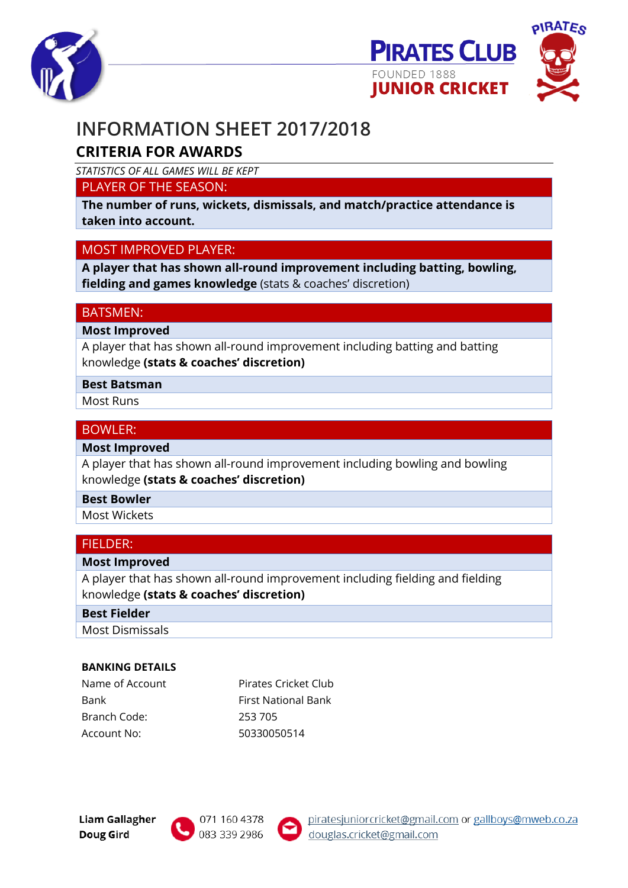PIRATES CLUB
FOUNDED 1888
JUNIOR CRICKET

# INFORMATION SHEET 2017/2018

## CRITERIA FOR AWARDS

*STATISTICS OF ALL GAMES WILL BE KEPT*

### PLAYER OF THE SEASON:

**The number of runs, wickets, dismissals, and match/practice attendance is taken into account.**

### MOST IMPROVED PLAYER:

**A player that has shown all-round improvement including batting, bowling, fielding and games knowledge** (stats & coaches' discretion)

### BATSMEN:

**Most Improved**

A player that has shown all-round improvement including batting and batting knowledge **(stats & coaches' discretion)**

**Best Batsman**

Most Runs

### BOWLER:

**Most Improved**

A player that has shown all-round improvement including bowling and bowling knowledge **(stats & coaches' discretion)**

**Best Bowler**

Most Wickets

### FIELDER:

**Most Improved**

A player that has shown all-round improvement including fielding and fielding knowledge **(stats & coaches' discretion)**

**Best Fielder**

Most Dismissals

**BANKING DETAILS**

| | |
|---|---|
| Name of Account | Pirates Cricket Club |
| Bank | First National Bank |
| Branch Code: | 253 705 |
| Account No: | 50330050514 |

**Liam Gallagher** 071 160 4378 piratesjuniorcricket@gmail.com or gallboys@mweb.co.za
**Doug Gird** 083 339 2986 douglas.cricket@gmail.com